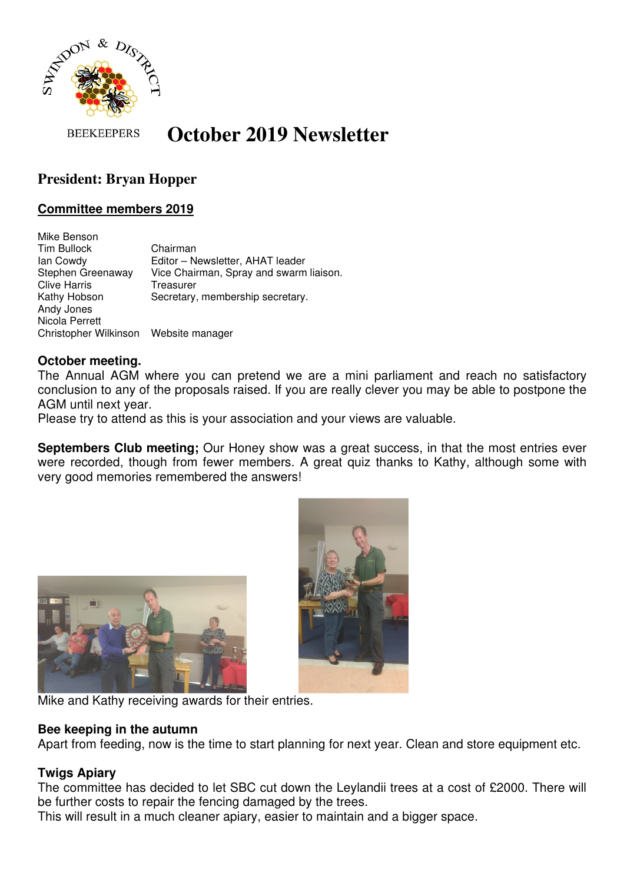SWINDON & DISTRICT BEEKEEPERS

# October 2019 Newsletter

## President: Bryan Hopper

**Committee members 2019**

| | |
|---|---|
| Mike Benson | |
| Tim Bullock | Chairman |
| Ian Cowdy | Editor – Newsletter, AHAT leader |
| Stephen Greenaway | Vice Chairman, Spray and swarm liaison. |
| Clive Harris | Treasurer |
| Kathy Hobson | Secretary, membership secretary. |
| Andy Jones | |
| Nicola Perrett | |
| Christopher Wilkinson | Website manager |

**October meeting.**

The Annual AGM where you can pretend we are a mini parliament and reach no satisfactory conclusion to any of the proposals raised. If you are really clever you may be able to postpone the AGM until next year.

Please try to attend as this is your association and your views are valuable.

**Septembers Club meeting;** Our Honey show was a great success, in that the most entries ever were recorded, though from fewer members. A great quiz thanks to Kathy, although some with very good memories remembered the answers!

Mike and Kathy receiving awards for their entries.

**Bee keeping in the autumn**

Apart from feeding, now is the time to start planning for next year. Clean and store equipment etc.

**Twigs Apiary**

The committee has decided to let SBC cut down the Leylandii trees at a cost of £2000. There will be further costs to repair the fencing damaged by the trees.

This will result in a much cleaner apiary, easier to maintain and a bigger space.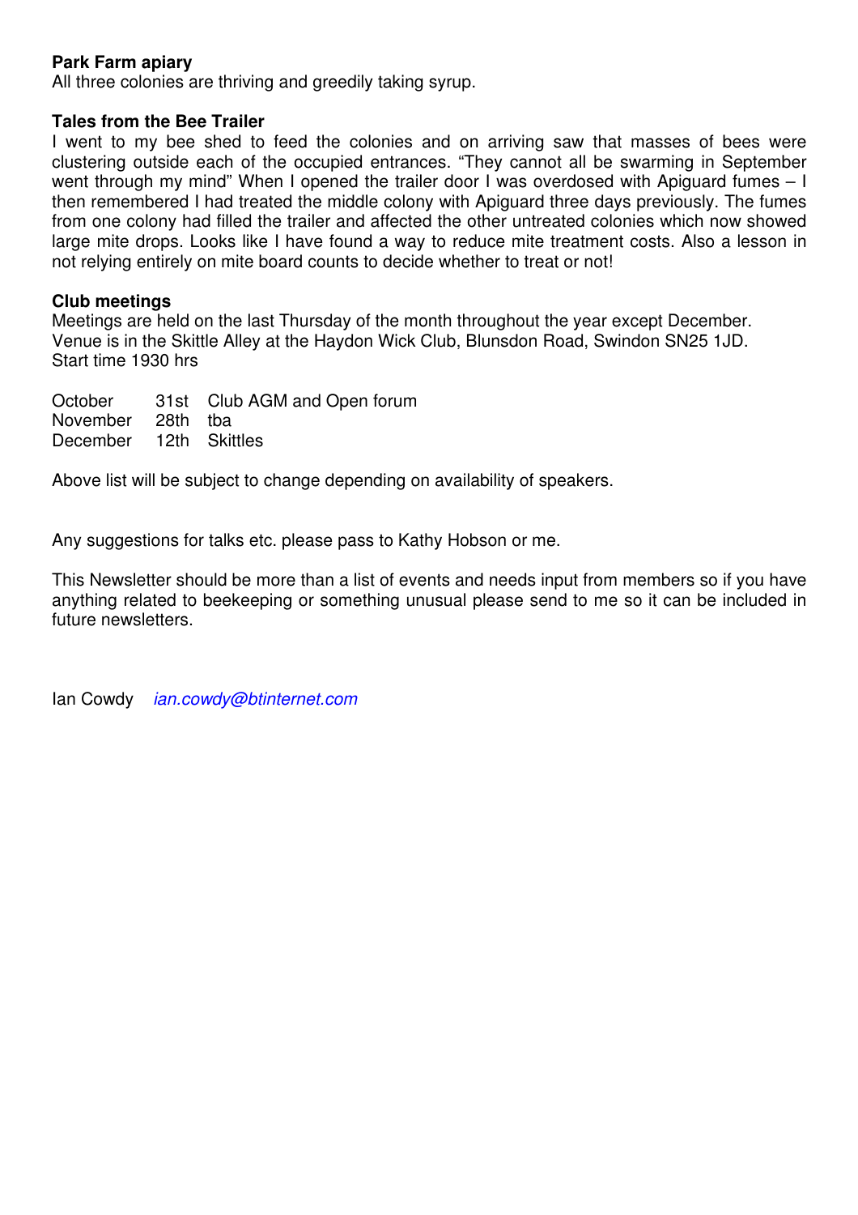**Park Farm apiary**
All three colonies are thriving and greedily taking syrup.

**Tales from the Bee Trailer**
I went to my bee shed to feed the colonies and on arriving saw that masses of bees were clustering outside each of the occupied entrances. "They cannot all be swarming in September went through my mind" When I opened the trailer door I was overdosed with Apiguard fumes – I then remembered I had treated the middle colony with Apiguard three days previously. The fumes from one colony had filled the trailer and affected the other untreated colonies which now showed large mite drops. Looks like I have found a way to reduce mite treatment costs. Also a lesson in not relying entirely on mite board counts to decide whether to treat or not!

**Club meetings**
Meetings are held on the last Thursday of the month throughout the year except December.
Venue is in the Skittle Alley at the Haydon Wick Club, Blunsdon Road, Swindon SN25 1JD.
Start time 1930 hrs

| | | |
|---|---|---|
| October | 31st | Club AGM and Open forum |
| November | 28th | tba |
| December | 12th | Skittles |

Above list will be subject to change depending on availability of speakers.

Any suggestions for talks etc. please pass to Kathy Hobson or me.

This Newsletter should be more than a list of events and needs input from members so if you have anything related to beekeeping or something unusual please send to me so it can be included in future newsletters.

Ian Cowdy *ian.cowdy@btinternet.com*